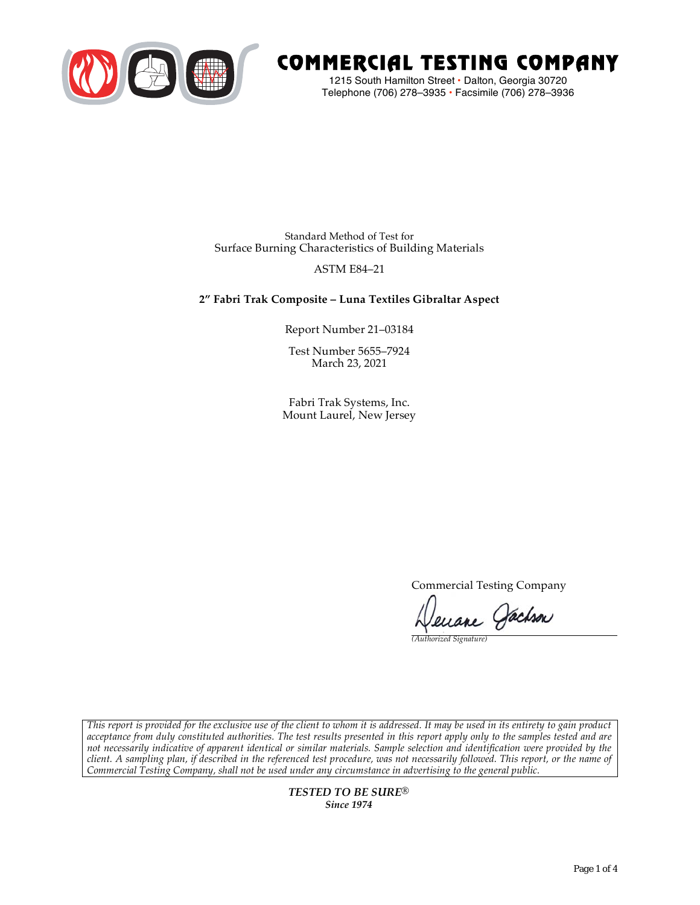# COMMERCIAL TESTING COMPANY

1215 South Hamilton Street • Dalton, Georgia 30720
Telephone (706) 278–3935 • Facsimile (706) 278–3936

Standard Method of Test for
Surface Burning Characteristics of Building Materials

ASTM E84–21

**2″ Fabri Trak Composite – Luna Textiles Gibraltar Aspect**

Report Number 21–03184

Test Number 5655–7924
March 23, 2021

Fabri Trak Systems, Inc.
Mount Laurel, New Jersey

Commercial Testing Company

Deeane Jackson
*(Authorized Signature)*

*This report is provided for the exclusive use of the client to whom it is addressed. It may be used in its entirety to gain product acceptance from duly constituted authorities. The test results presented in this report apply only to the samples tested and are not necessarily indicative of apparent identical or similar materials. Sample selection and identification were provided by the client. A sampling plan, if described in the referenced test procedure, was not necessarily followed. This report, or the name of Commercial Testing Company, shall not be used under any circumstance in advertising to the general public.*

***TESTED TO BE SURE®***
***Since 1974***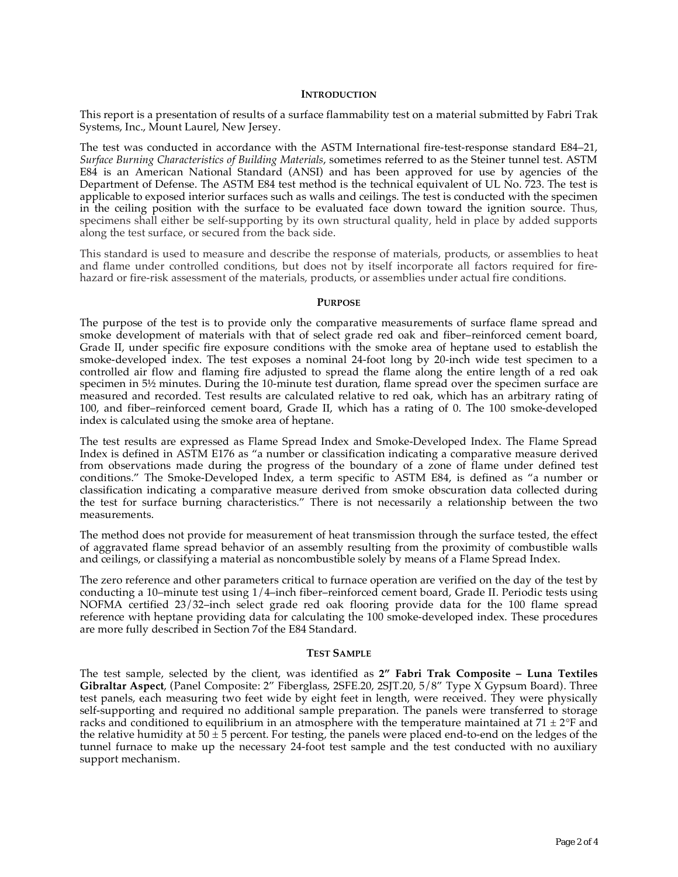## INTRODUCTION

This report is a presentation of results of a surface flammability test on a material submitted by Fabri Trak Systems, Inc., Mount Laurel, New Jersey.

The test was conducted in accordance with the ASTM International fire-test-response standard E84–21, *Surface Burning Characteristics of Building Materials*, sometimes referred to as the Steiner tunnel test. ASTM E84 is an American National Standard (ANSI) and has been approved for use by agencies of the Department of Defense. The ASTM E84 test method is the technical equivalent of UL No. 723. The test is applicable to exposed interior surfaces such as walls and ceilings. The test is conducted with the specimen in the ceiling position with the surface to be evaluated face down toward the ignition source. Thus, specimens shall either be self-supporting by its own structural quality, held in place by added supports along the test surface, or secured from the back side.

This standard is used to measure and describe the response of materials, products, or assemblies to heat and flame under controlled conditions, but does not by itself incorporate all factors required for fire-hazard or fire-risk assessment of the materials, products, or assemblies under actual fire conditions.

## PURPOSE

The purpose of the test is to provide only the comparative measurements of surface flame spread and smoke development of materials with that of select grade red oak and fiber–reinforced cement board, Grade II, under specific fire exposure conditions with the smoke area of heptane used to establish the smoke-developed index. The test exposes a nominal 24-foot long by 20-inch wide test specimen to a controlled air flow and flaming fire adjusted to spread the flame along the entire length of a red oak specimen in 5½ minutes. During the 10-minute test duration, flame spread over the specimen surface are measured and recorded. Test results are calculated relative to red oak, which has an arbitrary rating of 100, and fiber–reinforced cement board, Grade II, which has a rating of 0. The 100 smoke-developed index is calculated using the smoke area of heptane.

The test results are expressed as Flame Spread Index and Smoke-Developed Index. The Flame Spread Index is defined in ASTM E176 as "a number or classification indicating a comparative measure derived from observations made during the progress of the boundary of a zone of flame under defined test conditions." The Smoke-Developed Index, a term specific to ASTM E84, is defined as "a number or classification indicating a comparative measure derived from smoke obscuration data collected during the test for surface burning characteristics." There is not necessarily a relationship between the two measurements.

The method does not provide for measurement of heat transmission through the surface tested, the effect of aggravated flame spread behavior of an assembly resulting from the proximity of combustible walls and ceilings, or classifying a material as noncombustible solely by means of a Flame Spread Index.

The zero reference and other parameters critical to furnace operation are verified on the day of the test by conducting a 10–minute test using 1/4–inch fiber–reinforced cement board, Grade II. Periodic tests using NOFMA certified 23/32–inch select grade red oak flooring provide data for the 100 flame spread reference with heptane providing data for calculating the 100 smoke-developed index. These procedures are more fully described in Section 7of the E84 Standard.

## TEST SAMPLE

The test sample, selected by the client, was identified as **2" Fabri Trak Composite – Luna Textiles Gibraltar Aspect**, (Panel Composite: 2" Fiberglass, 2SFE.20, 2SJT.20, 5/8" Type X Gypsum Board). Three test panels, each measuring two feet wide by eight feet in length, were received. They were physically self-supporting and required no additional sample preparation. The panels were transferred to storage racks and conditioned to equilibrium in an atmosphere with the temperature maintained at 71 ± 2°F and the relative humidity at 50 ± 5 percent. For testing, the panels were placed end-to-end on the ledges of the tunnel furnace to make up the necessary 24-foot test sample and the test conducted with no auxiliary support mechanism.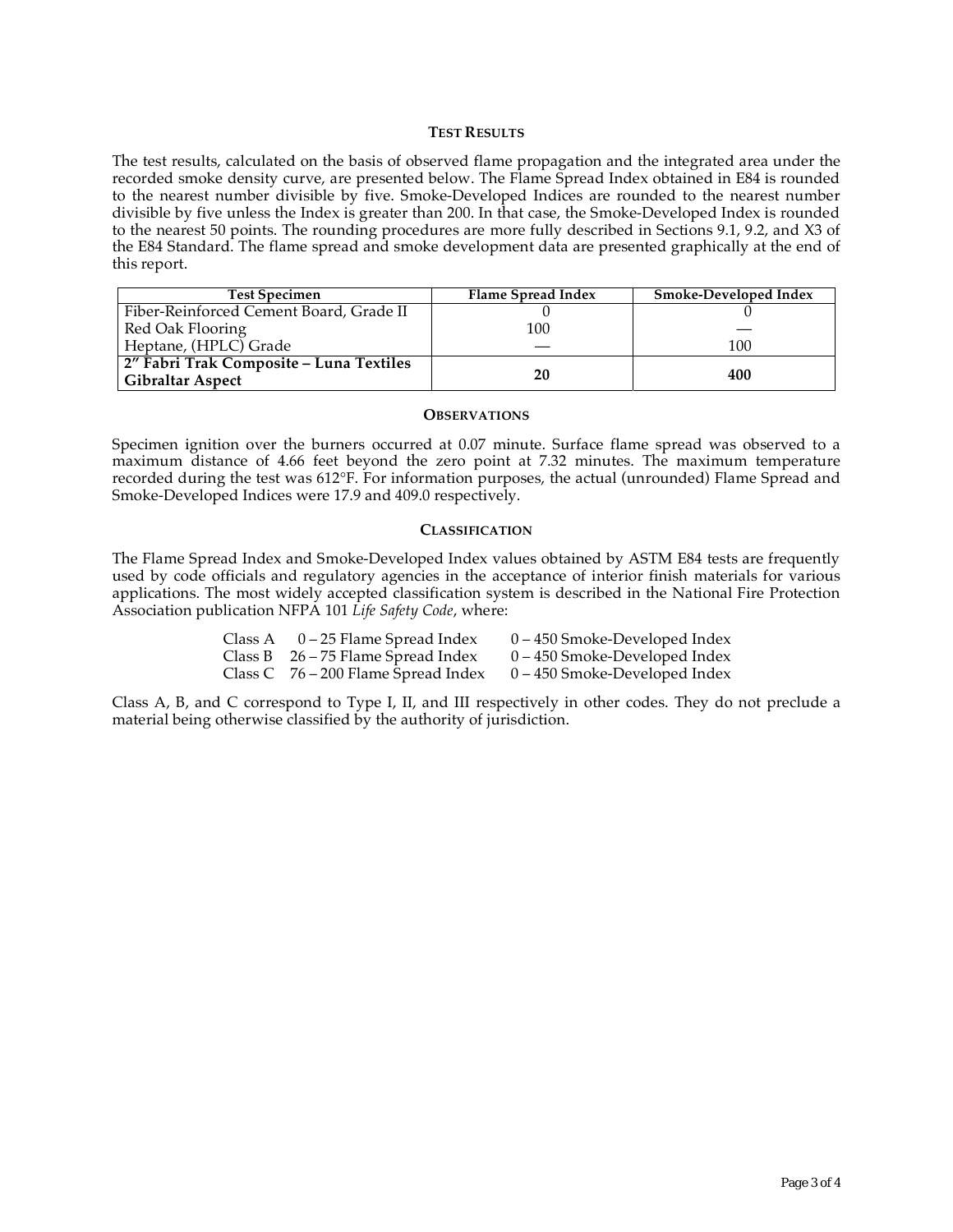## TEST RESULTS

The test results, calculated on the basis of observed flame propagation and the integrated area under the recorded smoke density curve, are presented below. The Flame Spread Index obtained in E84 is rounded to the nearest number divisible by five. Smoke-Developed Indices are rounded to the nearest number divisible by five unless the Index is greater than 200. In that case, the Smoke-Developed Index is rounded to the nearest 50 points. The rounding procedures are more fully described in Sections 9.1, 9.2, and X3 of the E84 Standard. The flame spread and smoke development data are presented graphically at the end of this report.

| Test Specimen | Flame Spread Index | Smoke-Developed Index |
|---|---|---|
| Fiber-Reinforced Cement Board, Grade II | 0 | 0 |
| Red Oak Flooring | 100 | — |
| Heptane, (HPLC) Grade | — | 100 |
| **2″ Fabri Trak Composite – Luna Textiles Gibraltar Aspect** | **20** | **400** |

## OBSERVATIONS

Specimen ignition over the burners occurred at 0.07 minute. Surface flame spread was observed to a maximum distance of 4.66 feet beyond the zero point at 7.32 minutes. The maximum temperature recorded during the test was 612°F. For information purposes, the actual (unrounded) Flame Spread and Smoke-Developed Indices were 17.9 and 409.0 respectively.

## CLASSIFICATION

The Flame Spread Index and Smoke-Developed Index values obtained by ASTM E84 tests are frequently used by code officials and regulatory agencies in the acceptance of interior finish materials for various applications. The most widely accepted classification system is described in the National Fire Protection Association publication NFPA 101 *Life Safety Code*, where:

| | | |
|---|---|---|
| Class A | 0 – 25 Flame Spread Index | 0 – 450 Smoke-Developed Index |
| Class B | 26 – 75 Flame Spread Index | 0 – 450 Smoke-Developed Index |
| Class C | 76 – 200 Flame Spread Index | 0 – 450 Smoke-Developed Index |

Class A, B, and C correspond to Type I, II, and III respectively in other codes. They do not preclude a material being otherwise classified by the authority of jurisdiction.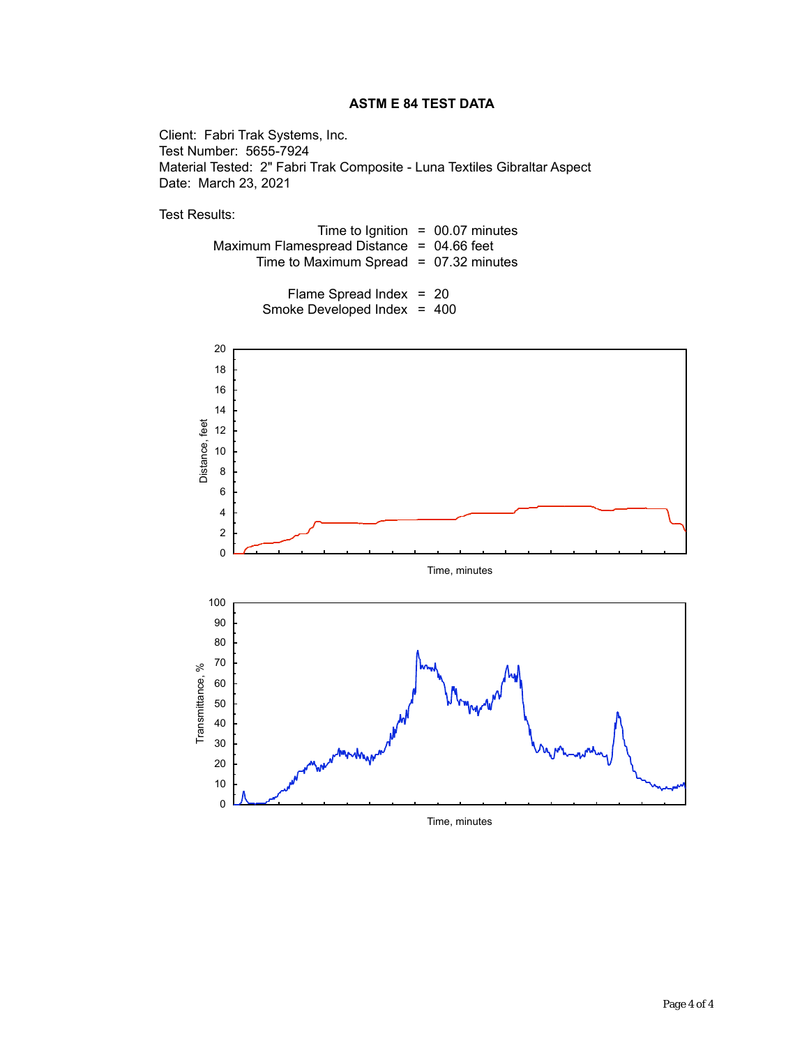# ASTM E 84 TEST DATA

Client: Fabri Trak Systems, Inc.
Test Number: 5655-7924
Material Tested: 2" Fabri Trak Composite - Luna Textiles Gibraltar Aspect
Date: March 23, 2021

Test Results:

| | | |
|---|---|---|
| Time to Ignition | = | 00.07 minutes |
| Maximum Flamespread Distance | = | 04.66 feet |
| Time to Maximum Spread | = | 07.32 minutes |
| Flame Spread Index | = | 20 |
| Smoke Developed Index | = | 400 |

Distance, feet
20
18
16
14
12
10
8
6
4
2
0
Time, minutes

Transmittance, %
100
90
80
70
60
50
40
30
20
10
0
Time, minutes